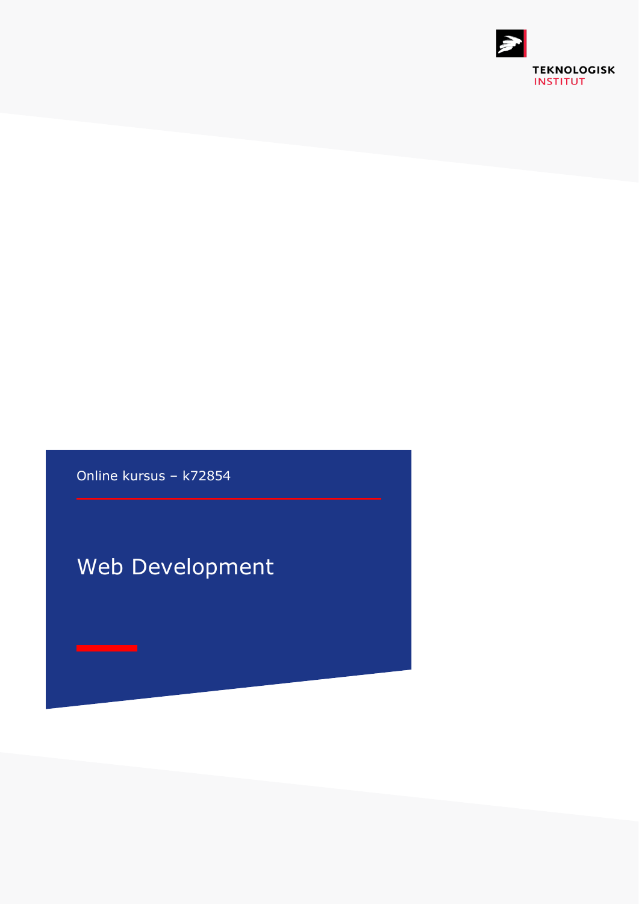TEKNOLOGISK INSTITUT

Online kursus – k72854

# Web Development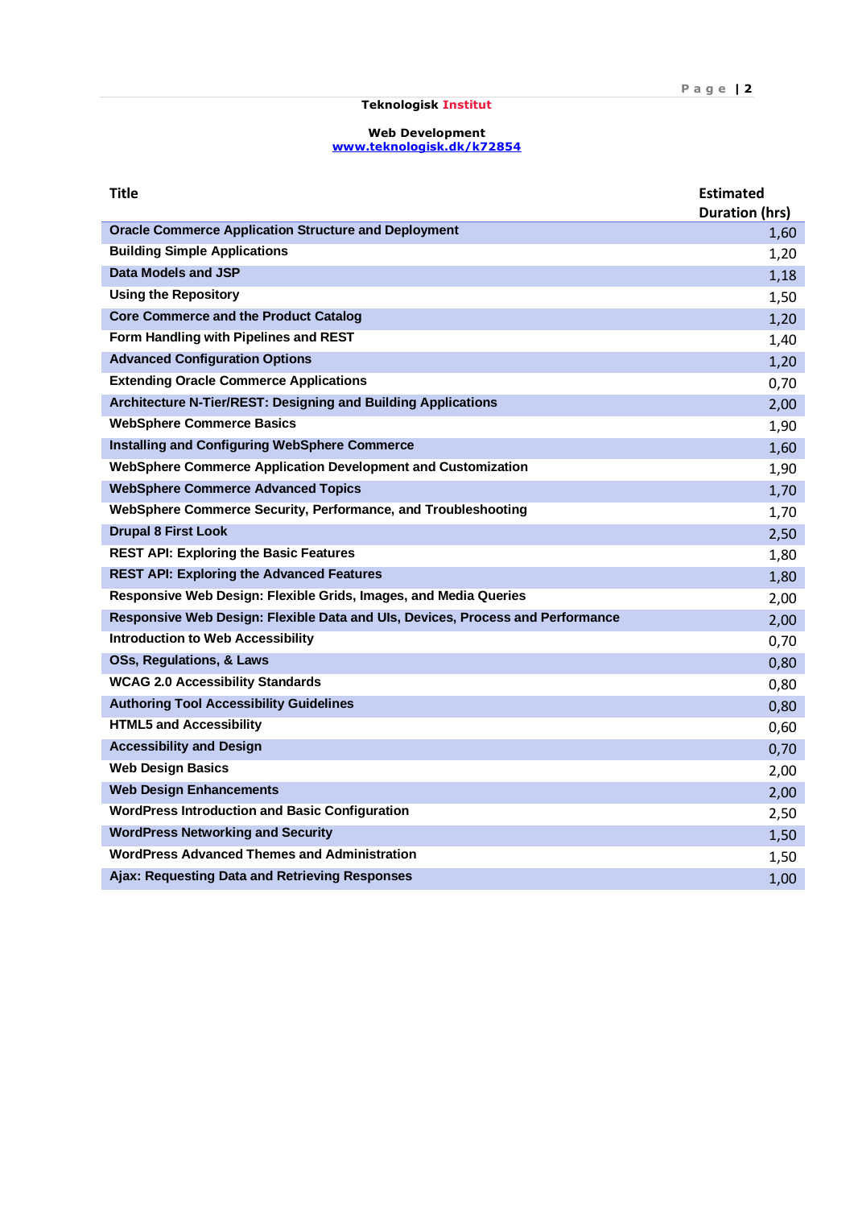**Teknologisk Institut**

**Web Development**
[www.teknologisk.dk/k72854](http://www.teknologisk.dk/k72854)

| Title | Estimated Duration (hrs) |
|---|---|
| **Oracle Commerce Application Structure and Deployment** | 1,60 |
| **Building Simple Applications** | 1,20 |
| **Data Models and JSP** | 1,18 |
| **Using the Repository** | 1,50 |
| **Core Commerce and the Product Catalog** | 1,20 |
| **Form Handling with Pipelines and REST** | 1,40 |
| **Advanced Configuration Options** | 1,20 |
| **Extending Oracle Commerce Applications** | 0,70 |
| **Architecture N-Tier/REST: Designing and Building Applications** | 2,00 |
| **WebSphere Commerce Basics** | 1,90 |
| **Installing and Configuring WebSphere Commerce** | 1,60 |
| **WebSphere Commerce Application Development and Customization** | 1,90 |
| **WebSphere Commerce Advanced Topics** | 1,70 |
| **WebSphere Commerce Security, Performance, and Troubleshooting** | 1,70 |
| **Drupal 8 First Look** | 2,50 |
| **REST API: Exploring the Basic Features** | 1,80 |
| **REST API: Exploring the Advanced Features** | 1,80 |
| **Responsive Web Design: Flexible Grids, Images, and Media Queries** | 2,00 |
| **Responsive Web Design: Flexible Data and UIs, Devices, Process and Performance** | 2,00 |
| **Introduction to Web Accessibility** | 0,70 |
| **OSs, Regulations, & Laws** | 0,80 |
| **WCAG 2.0 Accessibility Standards** | 0,80 |
| **Authoring Tool Accessibility Guidelines** | 0,80 |
| **HTML5 and Accessibility** | 0,60 |
| **Accessibility and Design** | 0,70 |
| **Web Design Basics** | 2,00 |
| **Web Design Enhancements** | 2,00 |
| **WordPress Introduction and Basic Configuration** | 2,50 |
| **WordPress Networking and Security** | 1,50 |
| **WordPress Advanced Themes and Administration** | 1,50 |
| **Ajax: Requesting Data and Retrieving Responses** | 1,00 |